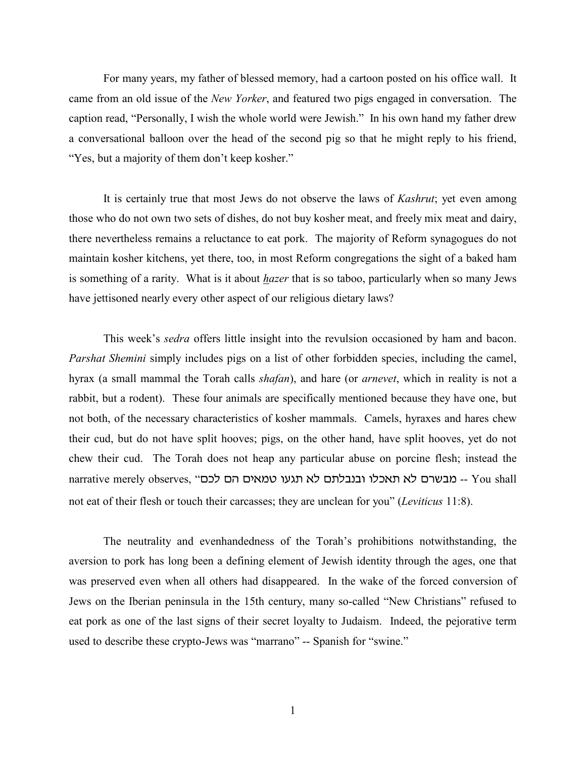For many years, my father of blessed memory, had a cartoon posted on his office wall. It came from an old issue of the *New Yorker*, and featured two pigs engaged in conversation. The caption read, "Personally, I wish the whole world were Jewish." In his own hand my father drew a conversational balloon over the head of the second pig so that he might reply to his friend, "Yes, but a majority of them don't keep kosher."

It is certainly true that most Jews do not observe the laws of *Kashrut*; yet even among those who do not own two sets of dishes, do not buy kosher meat, and freely mix meat and dairy, there nevertheless remains a reluctance to eat pork. The majority of Reform synagogues do not maintain kosher kitchens, yet there, too, in most Reform congregations the sight of a baked ham is something of a rarity. What is it about *hazer* that is so taboo, particularly when so many Jews have jettisoned nearly every other aspect of our religious dietary laws?

This week's *sedra* offers little insight into the revulsion occasioned by ham and bacon. *Parshat Shemini* simply includes pigs on a list of other forbidden species, including the camel, hyrax (a small mammal the Torah calls *shafan*), and hare (or *arnevet*, which in reality is not a rabbit, but a rodent). These four animals are specifically mentioned because they have one, but not both, of the necessary characteristics of kosher mammals. Camels, hyraxes and hares chew their cud, but do not have split hooves; pigs, on the other hand, have split hooves, yet do not chew their cud. The Torah does not heap any particular abuse on porcine flesh; instead the narrative merely observes, "מבשרם לא תאכלו ובנבלתם לא תגעו טמאים הם לכם -- You shall not eat of their flesh or touch their carcasses; they are unclean for you" (*Leviticus* 11:8).

The neutrality and evenhandedness of the Torah's prohibitions notwithstanding, the aversion to pork has long been a defining element of Jewish identity through the ages, one that was preserved even when all others had disappeared. In the wake of the forced conversion of Jews on the Iberian peninsula in the 15th century, many so-called "New Christians" refused to eat pork as one of the last signs of their secret loyalty to Judaism. Indeed, the pejorative term used to describe these crypto-Jews was "marrano" -- Spanish for "swine."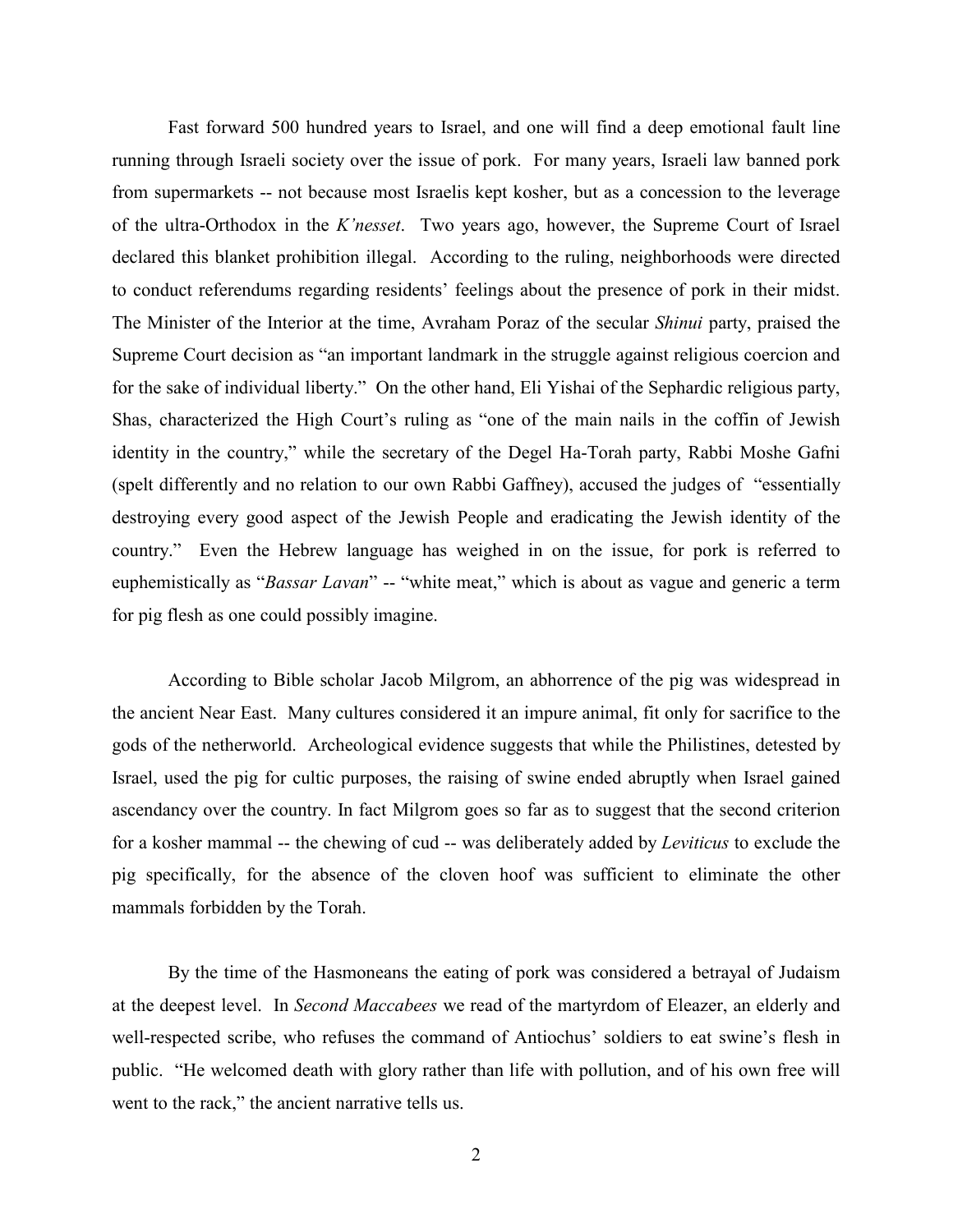Fast forward 500 hundred years to Israel, and one will find a deep emotional fault line running through Israeli society over the issue of pork. For many years, Israeli law banned pork from supermarkets -- not because most Israelis kept kosher, but as a concession to the leverage of the ultra-Orthodox in the *K'nesset*. Two years ago, however, the Supreme Court of Israel declared this blanket prohibition illegal. According to the ruling, neighborhoods were directed to conduct referendums regarding residents' feelings about the presence of pork in their midst. The Minister of the Interior at the time, Avraham Poraz of the secular *Shinui* party, praised the Supreme Court decision as "an important landmark in the struggle against religious coercion and for the sake of individual liberty." On the other hand, Eli Yishai of the Sephardic religious party, Shas, characterized the High Court's ruling as "one of the main nails in the coffin of Jewish identity in the country," while the secretary of the Degel Ha-Torah party, Rabbi Moshe Gafni (spelt differently and no relation to our own Rabbi Gaffney), accused the judges of "essentially destroying every good aspect of the Jewish People and eradicating the Jewish identity of the country." Even the Hebrew language has weighed in on the issue, for pork is referred to euphemistically as "*Bassar Lavan*" -- "white meat," which is about as vague and generic a term for pig flesh as one could possibly imagine.

According to Bible scholar Jacob Milgrom, an abhorrence of the pig was widespread in the ancient Near East. Many cultures considered it an impure animal, fit only for sacrifice to the gods of the netherworld. Archeological evidence suggests that while the Philistines, detested by Israel, used the pig for cultic purposes, the raising of swine ended abruptly when Israel gained ascendancy over the country. In fact Milgrom goes so far as to suggest that the second criterion for a kosher mammal -- the chewing of cud -- was deliberately added by *Leviticus* to exclude the pig specifically, for the absence of the cloven hoof was sufficient to eliminate the other mammals forbidden by the Torah.

By the time of the Hasmoneans the eating of pork was considered a betrayal of Judaism at the deepest level. In *Second Maccabees* we read of the martyrdom of Eleazer, an elderly and well-respected scribe, who refuses the command of Antiochus' soldiers to eat swine's flesh in public. "He welcomed death with glory rather than life with pollution, and of his own free will went to the rack," the ancient narrative tells us.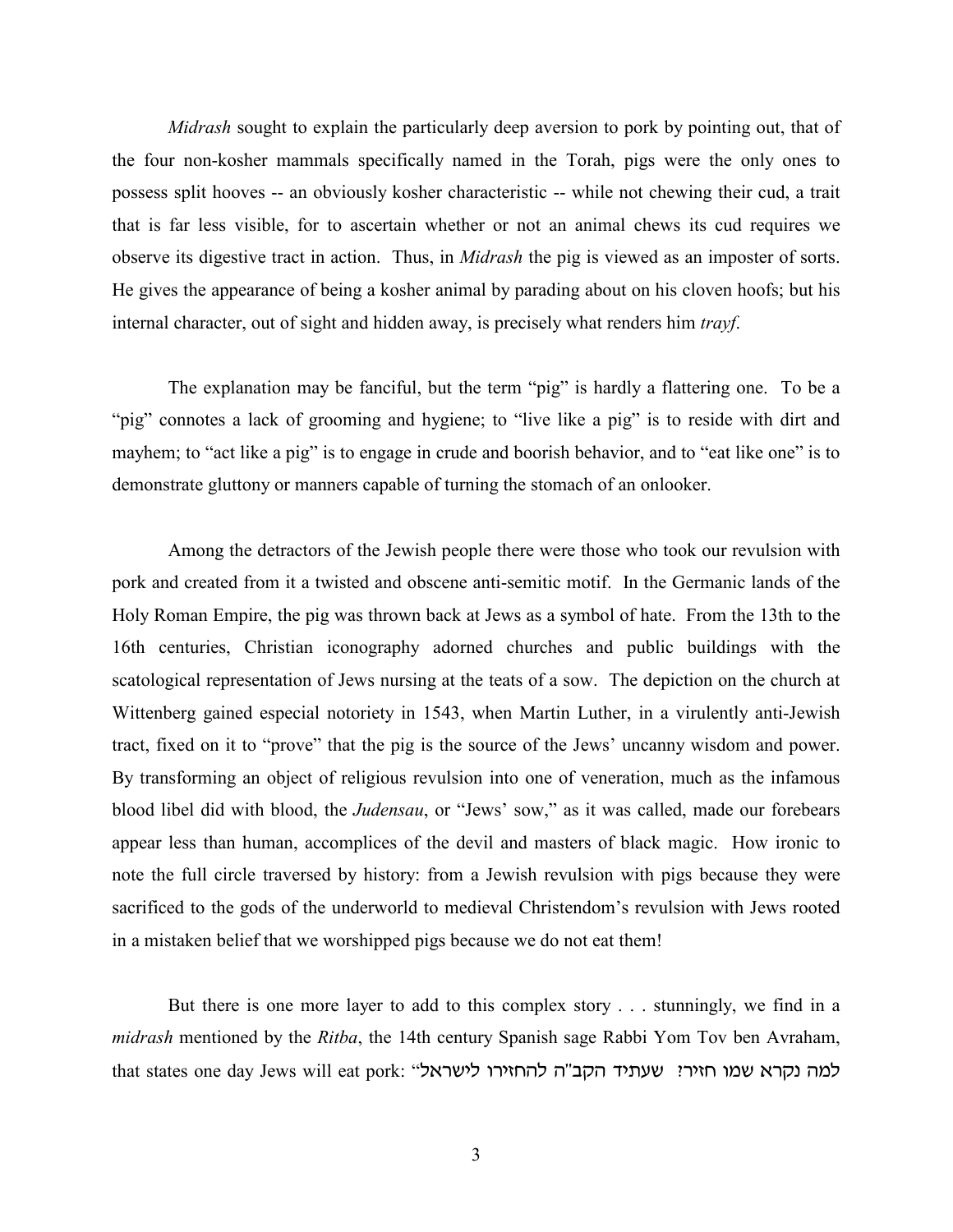*Midrash* sought to explain the particularly deep aversion to pork by pointing out, that of the four non-kosher mammals specifically named in the Torah, pigs were the only ones to possess split hooves -- an obviously kosher characteristic -- while not chewing their cud, a trait that is far less visible, for to ascertain whether or not an animal chews its cud requires we observe its digestive tract in action. Thus, in *Midrash* the pig is viewed as an imposter of sorts. He gives the appearance of being a kosher animal by parading about on his cloven hoofs; but his internal character, out of sight and hidden away, is precisely what renders him *trayf*.

The explanation may be fanciful, but the term "pig" is hardly a flattering one. To be a "pig" connotes a lack of grooming and hygiene; to "live like a pig" is to reside with dirt and mayhem; to "act like a pig" is to engage in crude and boorish behavior, and to "eat like one" is to demonstrate gluttony or manners capable of turning the stomach of an onlooker.

Among the detractors of the Jewish people there were those who took our revulsion with pork and created from it a twisted and obscene anti-semitic motif. In the Germanic lands of the Holy Roman Empire, the pig was thrown back at Jews as a symbol of hate. From the 13th to the 16th centuries, Christian iconography adorned churches and public buildings with the scatological representation of Jews nursing at the teats of a sow. The depiction on the church at Wittenberg gained especial notoriety in 1543, when Martin Luther, in a virulently anti-Jewish tract, fixed on it to "prove" that the pig is the source of the Jews' uncanny wisdom and power. By transforming an object of religious revulsion into one of veneration, much as the infamous blood libel did with blood, the *Judensau*, or "Jews' sow," as it was called, made our forebears appear less than human, accomplices of the devil and masters of black magic. How ironic to note the full circle traversed by history: from a Jewish revulsion with pigs because they were sacrificed to the gods of the underworld to medieval Christendom's revulsion with Jews rooted in a mistaken belief that we worshipped pigs because we do not eat them!

But there is one more layer to add to this complex story . . . stunningly, we find in a *midrash* mentioned by the *Ritba*, the 14th century Spanish sage Rabbi Yom Tov ben Avraham, that states one day Jews will eat pork: "למה נקרא שמו חזיר? שעתיד הקב"ה להחזירו לישראל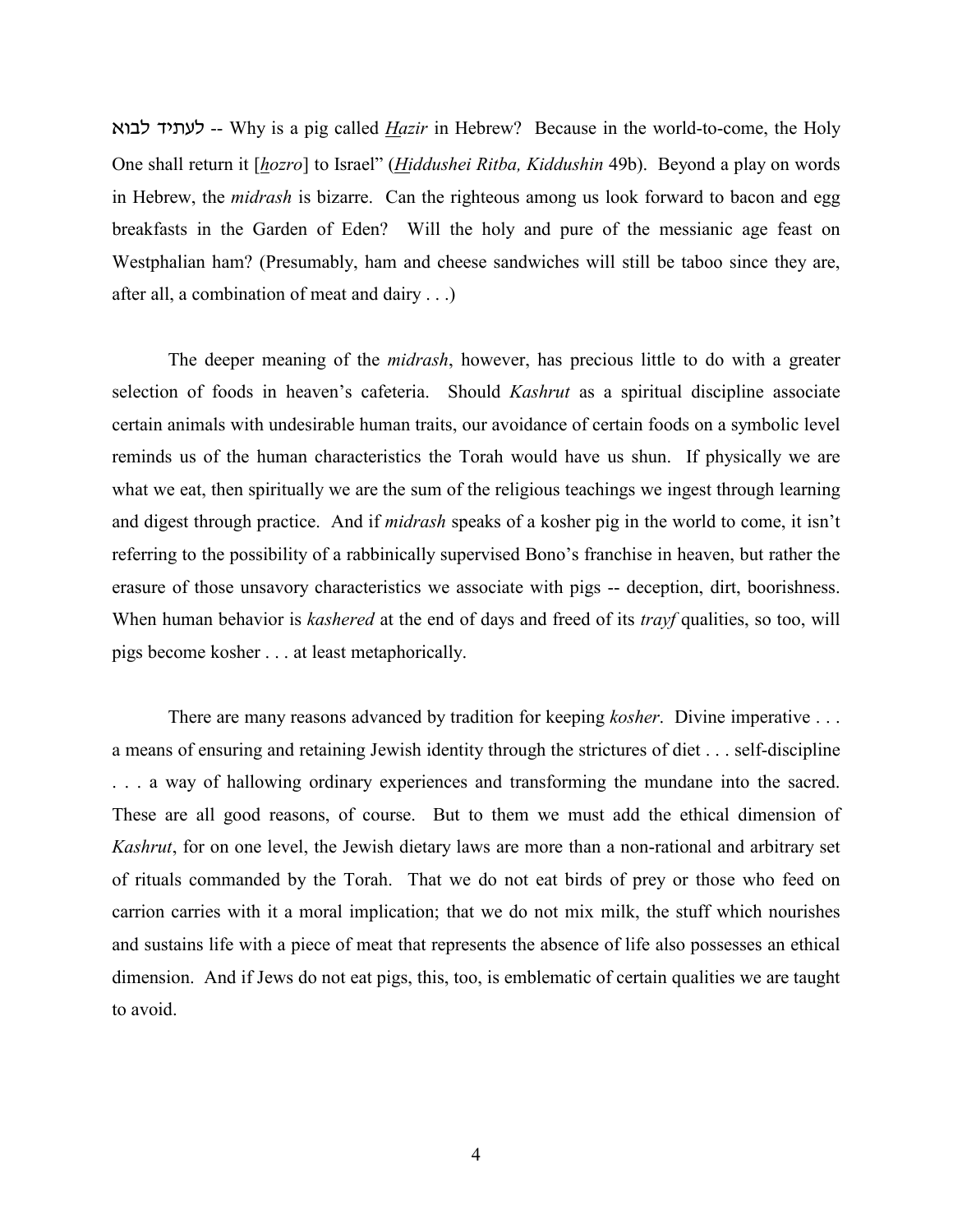לעתיד לבוא -- Why is a pig called *<u>H</u>azir* in Hebrew? Because in the world-to-come, the Holy One shall return it [*<u>h</u>ozro*] to Israel" (*<u>H</u>iddushei Ritba, Kiddushin* 49b). Beyond a play on words in Hebrew, the *midrash* is bizarre. Can the righteous among us look forward to bacon and egg breakfasts in the Garden of Eden? Will the holy and pure of the messianic age feast on Westphalian ham? (Presumably, ham and cheese sandwiches will still be taboo since they are, after all, a combination of meat and dairy . . .)

The deeper meaning of the *midrash*, however, has precious little to do with a greater selection of foods in heaven's cafeteria. Should *Kashrut* as a spiritual discipline associate certain animals with undesirable human traits, our avoidance of certain foods on a symbolic level reminds us of the human characteristics the Torah would have us shun. If physically we are what we eat, then spiritually we are the sum of the religious teachings we ingest through learning and digest through practice. And if *midrash* speaks of a kosher pig in the world to come, it isn't referring to the possibility of a rabbinically supervised Bono's franchise in heaven, but rather the erasure of those unsavory characteristics we associate with pigs -- deception, dirt, boorishness. When human behavior is *kashered* at the end of days and freed of its *trayf* qualities, so too, will pigs become kosher . . . at least metaphorically.

There are many reasons advanced by tradition for keeping *kosher*. Divine imperative . . . a means of ensuring and retaining Jewish identity through the strictures of diet . . . self-discipline . . . a way of hallowing ordinary experiences and transforming the mundane into the sacred. These are all good reasons, of course. But to them we must add the ethical dimension of *Kashrut*, for on one level, the Jewish dietary laws are more than a non-rational and arbitrary set of rituals commanded by the Torah. That we do not eat birds of prey or those who feed on carrion carries with it a moral implication; that we do not mix milk, the stuff which nourishes and sustains life with a piece of meat that represents the absence of life also possesses an ethical dimension. And if Jews do not eat pigs, this, too, is emblematic of certain qualities we are taught to avoid.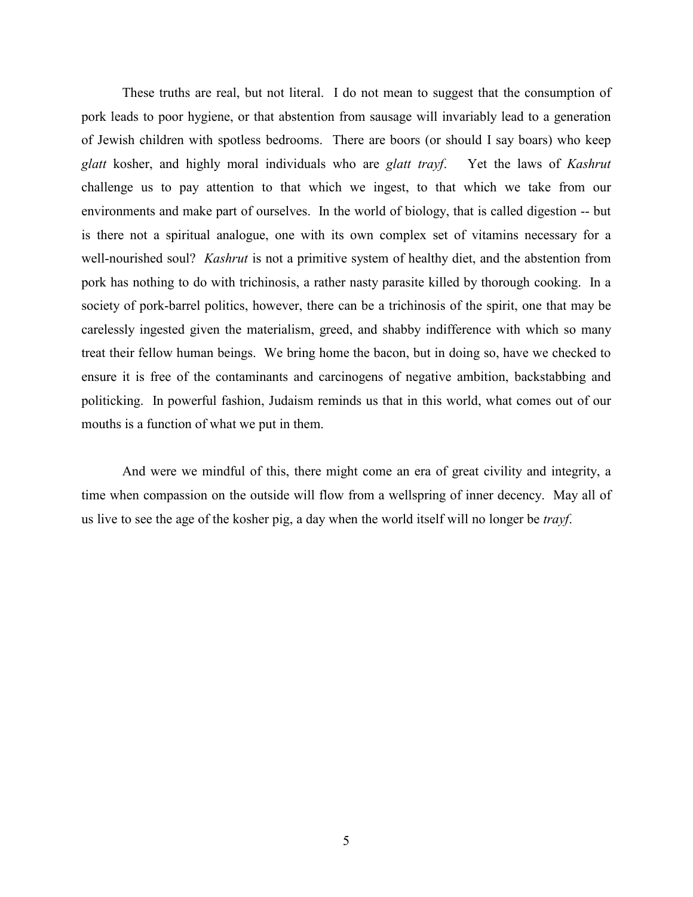These truths are real, but not literal. I do not mean to suggest that the consumption of pork leads to poor hygiene, or that abstention from sausage will invariably lead to a generation of Jewish children with spotless bedrooms. There are boors (or should I say boars) who keep *glatt* kosher, and highly moral individuals who are *glatt trayf*. Yet the laws of *Kashrut* challenge us to pay attention to that which we ingest, to that which we take from our environments and make part of ourselves. In the world of biology, that is called digestion -- but is there not a spiritual analogue, one with its own complex set of vitamins necessary for a well-nourished soul? *Kashrut* is not a primitive system of healthy diet, and the abstention from pork has nothing to do with trichinosis, a rather nasty parasite killed by thorough cooking. In a society of pork-barrel politics, however, there can be a trichinosis of the spirit, one that may be carelessly ingested given the materialism, greed, and shabby indifference with which so many treat their fellow human beings. We bring home the bacon, but in doing so, have we checked to ensure it is free of the contaminants and carcinogens of negative ambition, backstabbing and politicking. In powerful fashion, Judaism reminds us that in this world, what comes out of our mouths is a function of what we put in them.

And were we mindful of this, there might come an era of great civility and integrity, a time when compassion on the outside will flow from a wellspring of inner decency. May all of us live to see the age of the kosher pig, a day when the world itself will no longer be *trayf*.